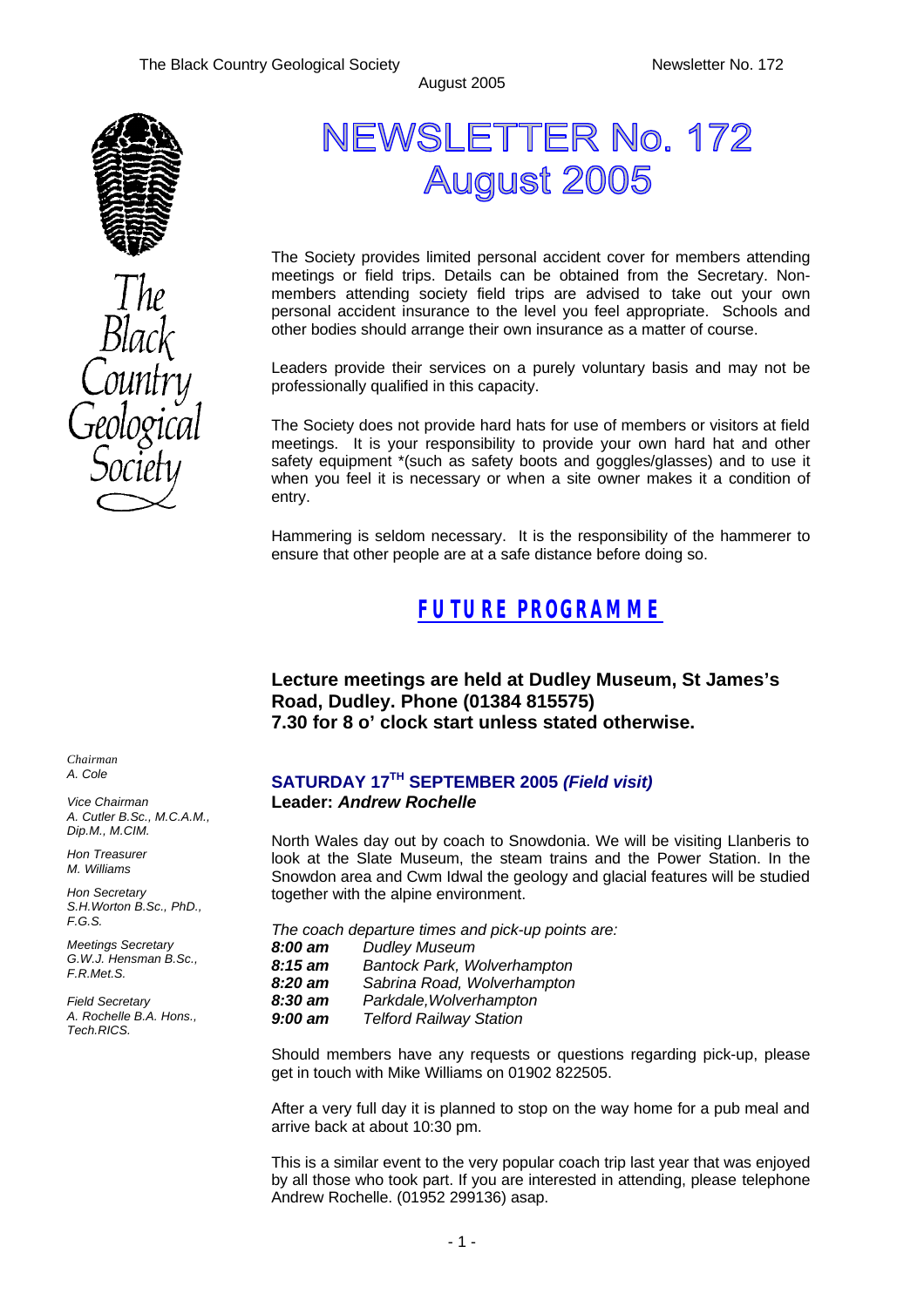# NEWSLETTER No. 172
# August 2005

The Society provides limited personal accident cover for members attending meetings or field trips. Details can be obtained from the Secretary. Non-members attending society field trips are advised to take out your own personal accident insurance to the level you feel appropriate. Schools and other bodies should arrange their own insurance as a matter of course.

Leaders provide their services on a purely voluntary basis and may not be professionally qualified in this capacity.

The Society does not provide hard hats for use of members or visitors at field meetings. It is your responsibility to provide your own hard hat and other safety equipment *(such as safety boots and goggles/glasses) and to use it when you feel it is necessary or when a site owner makes it a condition of entry.

Hammering is seldom necessary. It is the responsibility of the hammerer to ensure that other people are at a safe distance before doing so.

*Chairman*
*A. Cole*

*Vice Chairman*
*A. Cutler B.Sc., M.C.A.M., Dip.M., M.CIM.*

*Hon Treasurer*
*M. Williams*

*Hon Secretary*
*S.H.Worton B.Sc., PhD., F.G.S.*

*Meetings Secretary*
*G.W.J. Hensman B.Sc., F.R.Met.S.*

*Field Secretary*
*A. Rochelle B.A. Hons., Tech.RICS.*

## FUTURE PROGRAMME

**Lecture meetings are held at Dudley Museum, St James's Road, Dudley. Phone (01384 815575)**
**7.30 for 8 o' clock start unless stated otherwise.**

### SATURDAY 17TH SEPTEMBER 2005 *(Field visit)*
**Leader: *Andrew Rochelle***

North Wales day out by coach to Snowdonia. We will be visiting Llanberis to look at the Slate Museum, the steam trains and the Power Station. In the Snowdon area and Cwm Idwal the geology and glacial features will be studied together with the alpine environment.

*The coach departure times and pick-up points are:*

***8:00 am*** *Dudley Museum*
***8:15 am*** *Bantock Park, Wolverhampton*
***8:20 am*** *Sabrina Road, Wolverhampton*
***8:30 am*** *Parkdale,Wolverhampton*
***9:00 am*** *Telford Railway Station*

Should members have any requests or questions regarding pick-up, please get in touch with Mike Williams on 01902 822505.

After a very full day it is planned to stop on the way home for a pub meal and arrive back at about 10:30 pm.

This is a similar event to the very popular coach trip last year that was enjoyed by all those who took part. If you are interested in attending, please telephone Andrew Rochelle. (01952 299136) asap.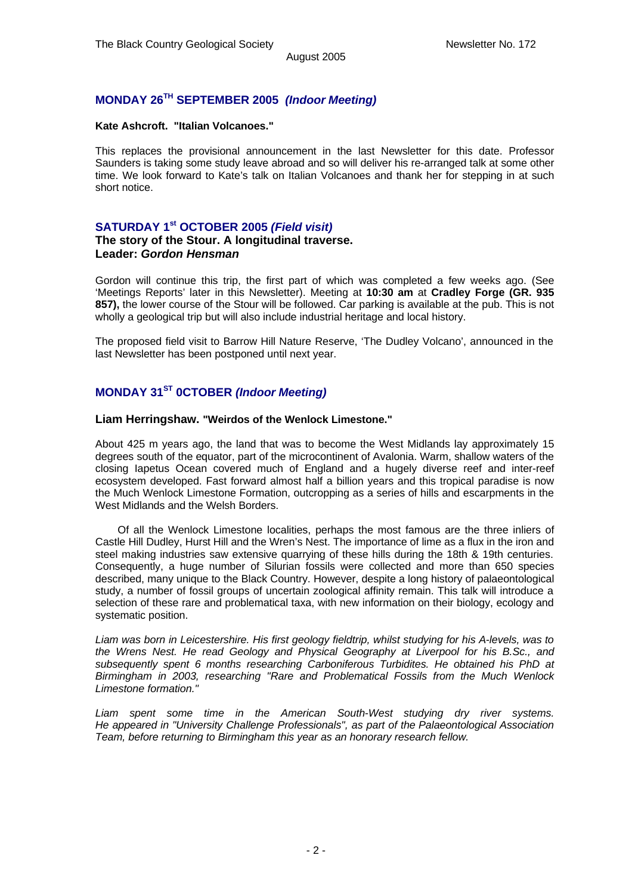## MONDAY 26TH SEPTEMBER 2005 *(Indoor Meeting)*

**Kate Ashcroft. "Italian Volcanoes."**

This replaces the provisional announcement in the last Newsletter for this date. Professor Saunders is taking some study leave abroad and so will deliver his re-arranged talk at some other time. We look forward to Kate's talk on Italian Volcanoes and thank her for stepping in at such short notice.

## SATURDAY 1st OCTOBER 2005 *(Field visit)*

**The story of the Stour. A longitudinal traverse.**
**Leader: *Gordon Hensman***

Gordon will continue this trip, the first part of which was completed a few weeks ago. (See 'Meetings Reports' later in this Newsletter). Meeting at **10:30 am** at **Cradley Forge (GR. 935 857),** the lower course of the Stour will be followed. Car parking is available at the pub. This is not wholly a geological trip but will also include industrial heritage and local history.

The proposed field visit to Barrow Hill Nature Reserve, 'The Dudley Volcano', announced in the last Newsletter has been postponed until next year.

## MONDAY 31ST 0CTOBER *(Indoor Meeting)*

**Liam Herringshaw. "Weirdos of the Wenlock Limestone."**

About 425 m years ago, the land that was to become the West Midlands lay approximately 15 degrees south of the equator, part of the microcontinent of Avalonia. Warm, shallow waters of the closing Iapetus Ocean covered much of England and a hugely diverse reef and inter-reef ecosystem developed. Fast forward almost half a billion years and this tropical paradise is now the Much Wenlock Limestone Formation, outcropping as a series of hills and escarpments in the West Midlands and the Welsh Borders.

Of all the Wenlock Limestone localities, perhaps the most famous are the three inliers of Castle Hill Dudley, Hurst Hill and the Wren's Nest. The importance of lime as a flux in the iron and steel making industries saw extensive quarrying of these hills during the 18th & 19th centuries. Consequently, a huge number of Silurian fossils were collected and more than 650 species described, many unique to the Black Country. However, despite a long history of palaeontological study, a number of fossil groups of uncertain zoological affinity remain. This talk will introduce a selection of these rare and problematical taxa, with new information on their biology, ecology and systematic position.

*Liam was born in Leicestershire. His first geology fieldtrip, whilst studying for his A-levels, was to the Wrens Nest. He read Geology and Physical Geography at Liverpool for his B.Sc., and subsequently spent 6 months researching Carboniferous Turbidites. He obtained his PhD at Birmingham in 2003, researching "Rare and Problematical Fossils from the Much Wenlock Limestone formation."*

*Liam spent some time in the American South-West studying dry river systems. He appeared in "University Challenge Professionals", as part of the Palaeontological Association Team, before returning to Birmingham this year as an honorary research fellow.*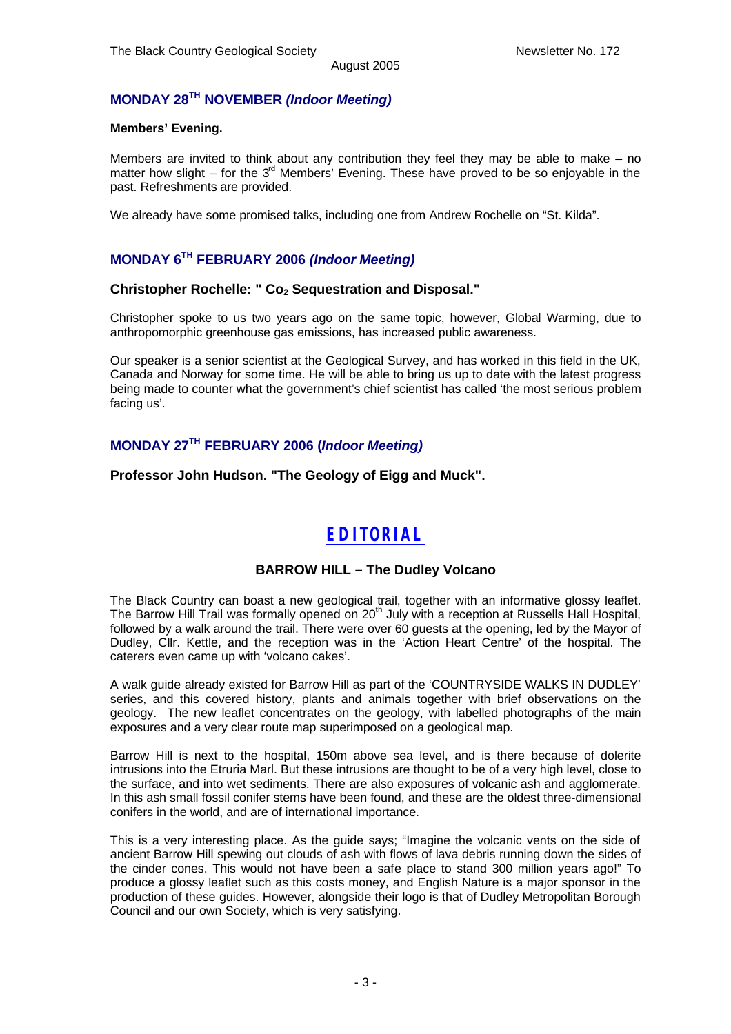### MONDAY 28TH NOVEMBER *(Indoor Meeting)*

**Members' Evening.**

Members are invited to think about any contribution they feel they may be able to make – no matter how slight – for the 3rd Members' Evening. These have proved to be so enjoyable in the past. Refreshments are provided.

We already have some promised talks, including one from Andrew Rochelle on "St. Kilda".

### MONDAY 6TH FEBRUARY 2006 *(Indoor Meeting)*

**Christopher Rochelle: " $Co_2$ Sequestration and Disposal."**

Christopher spoke to us two years ago on the same topic, however, Global Warming, due to anthropomorphic greenhouse gas emissions, has increased public awareness.

Our speaker is a senior scientist at the Geological Survey, and has worked in this field in the UK, Canada and Norway for some time. He will be able to bring us up to date with the latest progress being made to counter what the government's chief scientist has called 'the most serious problem facing us'.

### MONDAY 27TH FEBRUARY 2006 (*Indoor Meeting)*

**Professor John Hudson. "The Geology of Eigg and Muck".**

## EDITORIAL

### BARROW HILL – The Dudley Volcano

The Black Country can boast a new geological trail, together with an informative glossy leaflet. The Barrow Hill Trail was formally opened on 20th July with a reception at Russells Hall Hospital, followed by a walk around the trail. There were over 60 guests at the opening, led by the Mayor of Dudley, Cllr. Kettle, and the reception was in the 'Action Heart Centre' of the hospital. The caterers even came up with 'volcano cakes'.

A walk guide already existed for Barrow Hill as part of the 'COUNTRYSIDE WALKS IN DUDLEY' series, and this covered history, plants and animals together with brief observations on the geology. The new leaflet concentrates on the geology, with labelled photographs of the main exposures and a very clear route map superimposed on a geological map.

Barrow Hill is next to the hospital, 150m above sea level, and is there because of dolerite intrusions into the Etruria Marl. But these intrusions are thought to be of a very high level, close to the surface, and into wet sediments. There are also exposures of volcanic ash and agglomerate. In this ash small fossil conifer stems have been found, and these are the oldest three-dimensional conifers in the world, and are of international importance.

This is a very interesting place. As the guide says; "Imagine the volcanic vents on the side of ancient Barrow Hill spewing out clouds of ash with flows of lava debris running down the sides of the cinder cones. This would not have been a safe place to stand 300 million years ago!" To produce a glossy leaflet such as this costs money, and English Nature is a major sponsor in the production of these guides. However, alongside their logo is that of Dudley Metropolitan Borough Council and our own Society, which is very satisfying.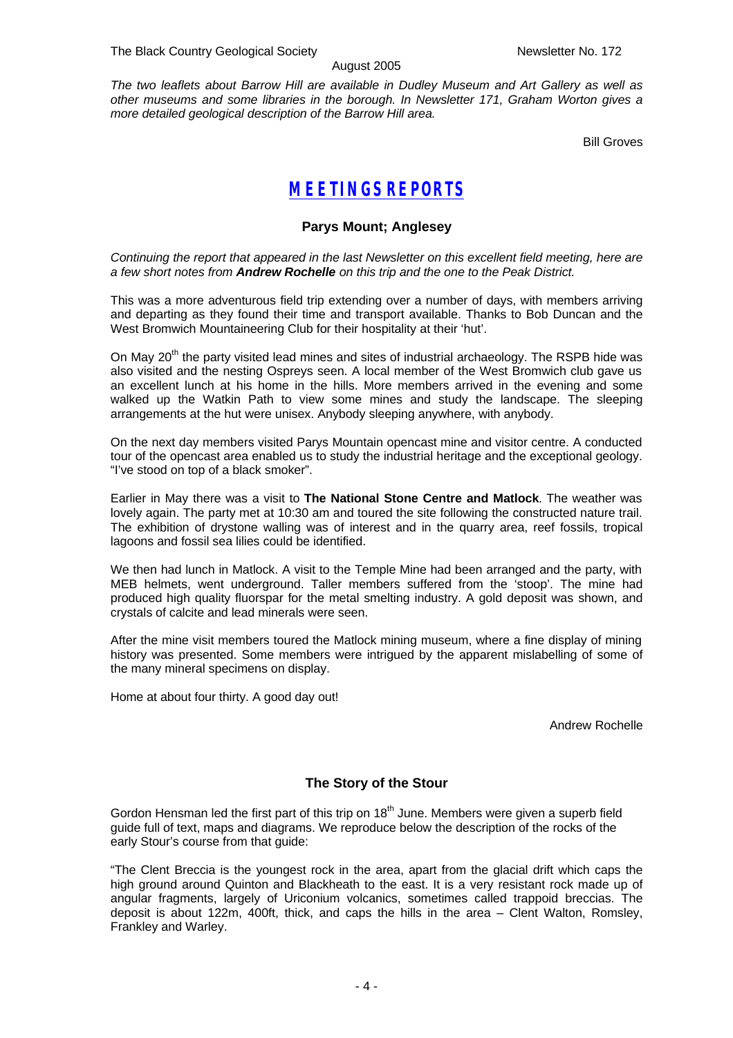*The two leaflets about Barrow Hill are available in Dudley Museum and Art Gallery as well as other museums and some libraries in the borough. In Newsletter 171, Graham Worton gives a more detailed geological description of the Barrow Hill area.*

Bill Groves

## MEETINGS REPORTS

### Parys Mount; Anglesey

*Continuing the report that appeared in the last Newsletter on this excellent field meeting, here are a few short notes from **Andrew Rochelle** on this trip and the one to the Peak District.*

This was a more adventurous field trip extending over a number of days, with members arriving and departing as they found their time and transport available. Thanks to Bob Duncan and the West Bromwich Mountaineering Club for their hospitality at their 'hut'.

On May 20th the party visited lead mines and sites of industrial archaeology. The RSPB hide was also visited and the nesting Ospreys seen. A local member of the West Bromwich club gave us an excellent lunch at his home in the hills. More members arrived in the evening and some walked up the Watkin Path to view some mines and study the landscape. The sleeping arrangements at the hut were unisex. Anybody sleeping anywhere, with anybody.

On the next day members visited Parys Mountain opencast mine and visitor centre. A conducted tour of the opencast area enabled us to study the industrial heritage and the exceptional geology. "I've stood on top of a black smoker".

Earlier in May there was a visit to **The National Stone Centre and Matlock**. The weather was lovely again. The party met at 10:30 am and toured the site following the constructed nature trail. The exhibition of drystone walling was of interest and in the quarry area, reef fossils, tropical lagoons and fossil sea lilies could be identified.

We then had lunch in Matlock. A visit to the Temple Mine had been arranged and the party, with MEB helmets, went underground. Taller members suffered from the 'stoop'. The mine had produced high quality fluorspar for the metal smelting industry. A gold deposit was shown, and crystals of calcite and lead minerals were seen.

After the mine visit members toured the Matlock mining museum, where a fine display of mining history was presented. Some members were intrigued by the apparent mislabelling of some of the many mineral specimens on display.

Home at about four thirty. A good day out!

Andrew Rochelle

### The Story of the Stour

Gordon Hensman led the first part of this trip on 18th June. Members were given a superb field guide full of text, maps and diagrams. We reproduce below the description of the rocks of the early Stour's course from that guide:

"The Clent Breccia is the youngest rock in the area, apart from the glacial drift which caps the high ground around Quinton and Blackheath to the east. It is a very resistant rock made up of angular fragments, largely of Uriconium volcanics, sometimes called trappoid breccias. The deposit is about 122m, 400ft, thick, and caps the hills in the area – Clent Walton, Romsley, Frankley and Warley.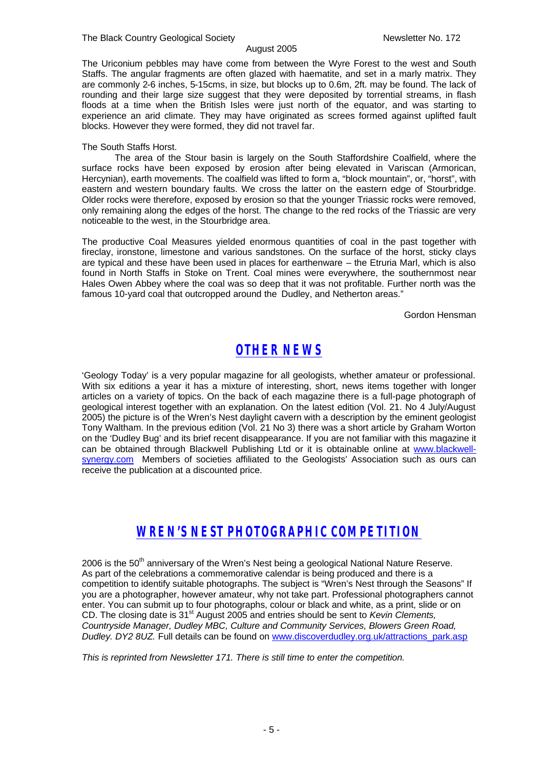The Uriconium pebbles may have come from between the Wyre Forest to the west and South Staffs. The angular fragments are often glazed with haematite, and set in a marly matrix. They are commonly 2-6 inches, 5-15cms, in size, but blocks up to 0.6m, 2ft. may be found. The lack of rounding and their large size suggest that they were deposited by torrential streams, in flash floods at a time when the British Isles were just north of the equator, and was starting to experience an arid climate. They may have originated as screes formed against uplifted fault blocks. However they were formed, they did not travel far.

The South Staffs Horst.

The area of the Stour basin is largely on the South Staffordshire Coalfield, where the surface rocks have been exposed by erosion after being elevated in Variscan (Armorican, Hercynian), earth movements. The coalfield was lifted to form a, "block mountain", or, "horst", with eastern and western boundary faults. We cross the latter on the eastern edge of Stourbridge. Older rocks were therefore, exposed by erosion so that the younger Triassic rocks were removed, only remaining along the edges of the horst. The change to the red rocks of the Triassic are very noticeable to the west, in the Stourbridge area.

The productive Coal Measures yielded enormous quantities of coal in the past together with fireclay, ironstone, limestone and various sandstones. On the surface of the horst, sticky clays are typical and these have been used in places for earthenware – the Etruria Marl, which is also found in North Staffs in Stoke on Trent. Coal mines were everywhere, the southernmost near Hales Owen Abbey where the coal was so deep that it was not profitable. Further north was the famous 10-yard coal that outcropped around the Dudley, and Netherton areas."

Gordon Hensman

## OTHER NEWS

'Geology Today' is a very popular magazine for all geologists, whether amateur or professional. With six editions a year it has a mixture of interesting, short, news items together with longer articles on a variety of topics. On the back of each magazine there is a full-page photograph of geological interest together with an explanation. On the latest edition (Vol. 21. No 4 July/August 2005) the picture is of the Wren's Nest daylight cavern with a description by the eminent geologist Tony Waltham. In the previous edition (Vol. 21 No 3) there was a short article by Graham Worton on the 'Dudley Bug' and its brief recent disappearance. If you are not familiar with this magazine it can be obtained through Blackwell Publishing Ltd or it is obtainable online at www.blackwell-synergy.com Members of societies affiliated to the Geologists' Association such as ours can receive the publication at a discounted price.

## WREN'S NEST PHOTOGRAPHIC COMPETITION

2006 is the 50th anniversary of the Wren's Nest being a geological National Nature Reserve. As part of the celebrations a commemorative calendar is being produced and there is a competition to identify suitable photographs. The subject is "Wren's Nest through the Seasons" If you are a photographer, however amateur, why not take part. Professional photographers cannot enter. You can submit up to four photographs, colour or black and white, as a print, slide or on CD. The closing date is 31st August 2005 and entries should be sent to *Kevin Clements, Countryside Manager, Dudley MBC, Culture and Community Services, Blowers Green Road, Dudley. DY2 8UZ.* Full details can be found on www.discoverdudley.org.uk/attractions_park.asp

*This is reprinted from Newsletter 171. There is still time to enter the competition.*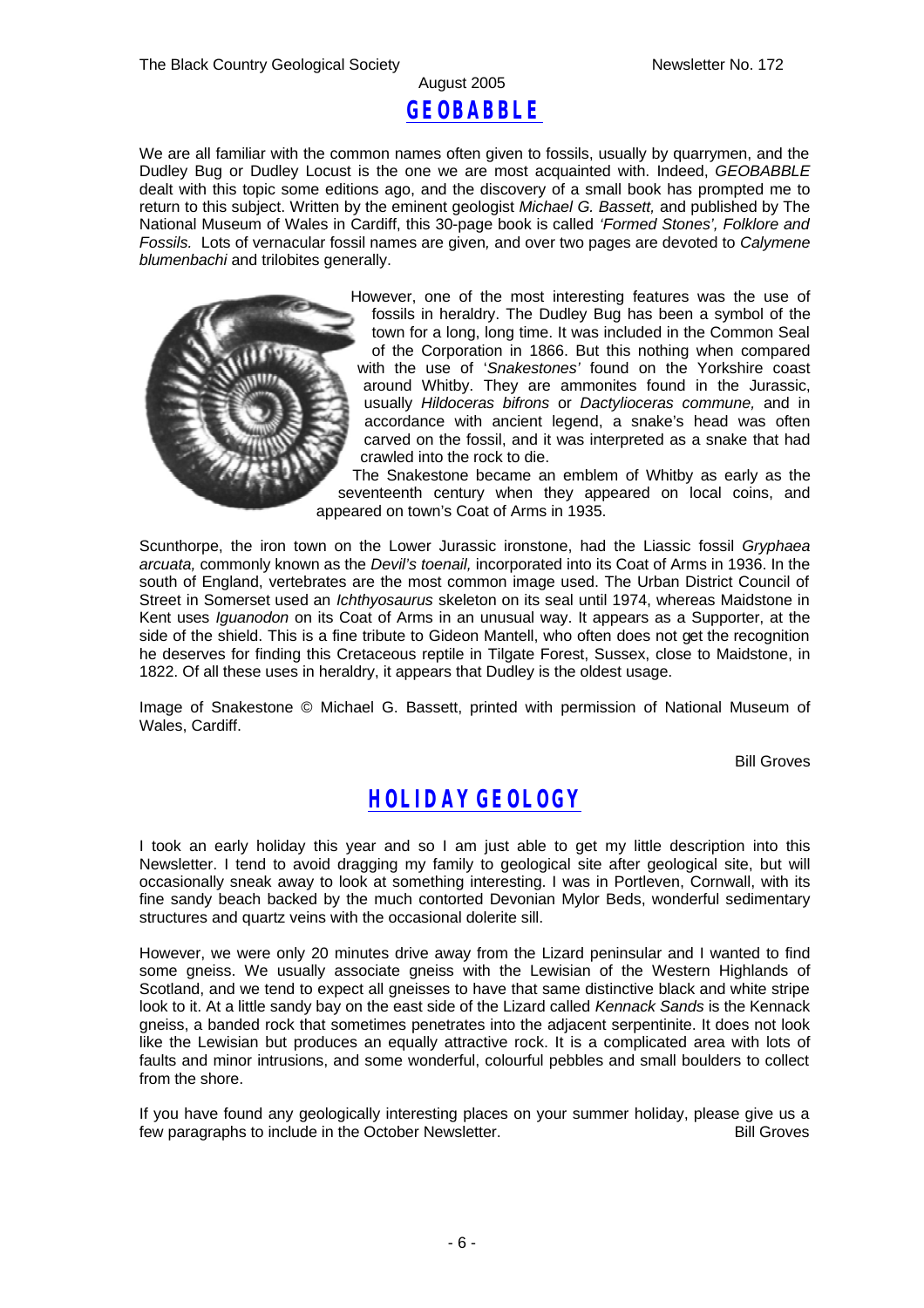August 2005

# GEOBABBLE

We are all familiar with the common names often given to fossils, usually by quarrymen, and the Dudley Bug or Dudley Locust is the one we are most acquainted with. Indeed, *GEOBABBLE* dealt with this topic some editions ago, and the discovery of a small book has prompted me to return to this subject. Written by the eminent geologist *Michael G. Bassett,* and published by The National Museum of Wales in Cardiff, this 30-page book is called *'Formed Stones', Folklore and Fossils.* Lots of vernacular fossil names are given, and over two pages are devoted to *Calymene blumenbachi* and trilobites generally.

However, one of the most interesting features was the use of fossils in heraldry. The Dudley Bug has been a symbol of the town for a long, long time. It was included in the Common Seal of the Corporation in 1866. But this nothing when compared with the use of '*Snakestones'* found on the Yorkshire coast around Whitby. They are ammonites found in the Jurassic, usually *Hildoceras bifrons* or *Dactylioceras commune,* and in accordance with ancient legend, a snake's head was often carved on the fossil, and it was interpreted as a snake that had crawled into the rock to die.

The Snakestone became an emblem of Whitby as early as the seventeenth century when they appeared on local coins, and appeared on town's Coat of Arms in 1935.

Scunthorpe, the iron town on the Lower Jurassic ironstone, had the Liassic fossil *Gryphaea arcuata,* commonly known as the *Devil's toenail,* incorporated into its Coat of Arms in 1936. In the south of England, vertebrates are the most common image used. The Urban District Council of Street in Somerset used an *Ichthyosaurus* skeleton on its seal until 1974, whereas Maidstone in Kent uses *Iguanodon* on its Coat of Arms in an unusual way. It appears as a Supporter, at the side of the shield. This is a fine tribute to Gideon Mantell, who often does not get the recognition he deserves for finding this Cretaceous reptile in Tilgate Forest, Sussex, close to Maidstone, in 1822. Of all these uses in heraldry, it appears that Dudley is the oldest usage.

Image of Snakestone © Michael G. Bassett, printed with permission of National Museum of Wales, Cardiff.

Bill Groves

# HOLIDAY GEOLOGY

I took an early holiday this year and so I am just able to get my little description into this Newsletter. I tend to avoid dragging my family to geological site after geological site, but will occasionally sneak away to look at something interesting. I was in Portleven, Cornwall, with its fine sandy beach backed by the much contorted Devonian Mylor Beds, wonderful sedimentary structures and quartz veins with the occasional dolerite sill.

However, we were only 20 minutes drive away from the Lizard peninsular and I wanted to find some gneiss. We usually associate gneiss with the Lewisian of the Western Highlands of Scotland, and we tend to expect all gneisses to have that same distinctive black and white stripe look to it. At a little sandy bay on the east side of the Lizard called *Kennack Sands* is the Kennack gneiss, a banded rock that sometimes penetrates into the adjacent serpentinite. It does not look like the Lewisian but produces an equally attractive rock. It is a complicated area with lots of faults and minor intrusions, and some wonderful, colourful pebbles and small boulders to collect from the shore.

If you have found any geologically interesting places on your summer holiday, please give us a few paragraphs to include in the October Newsletter.

Bill Groves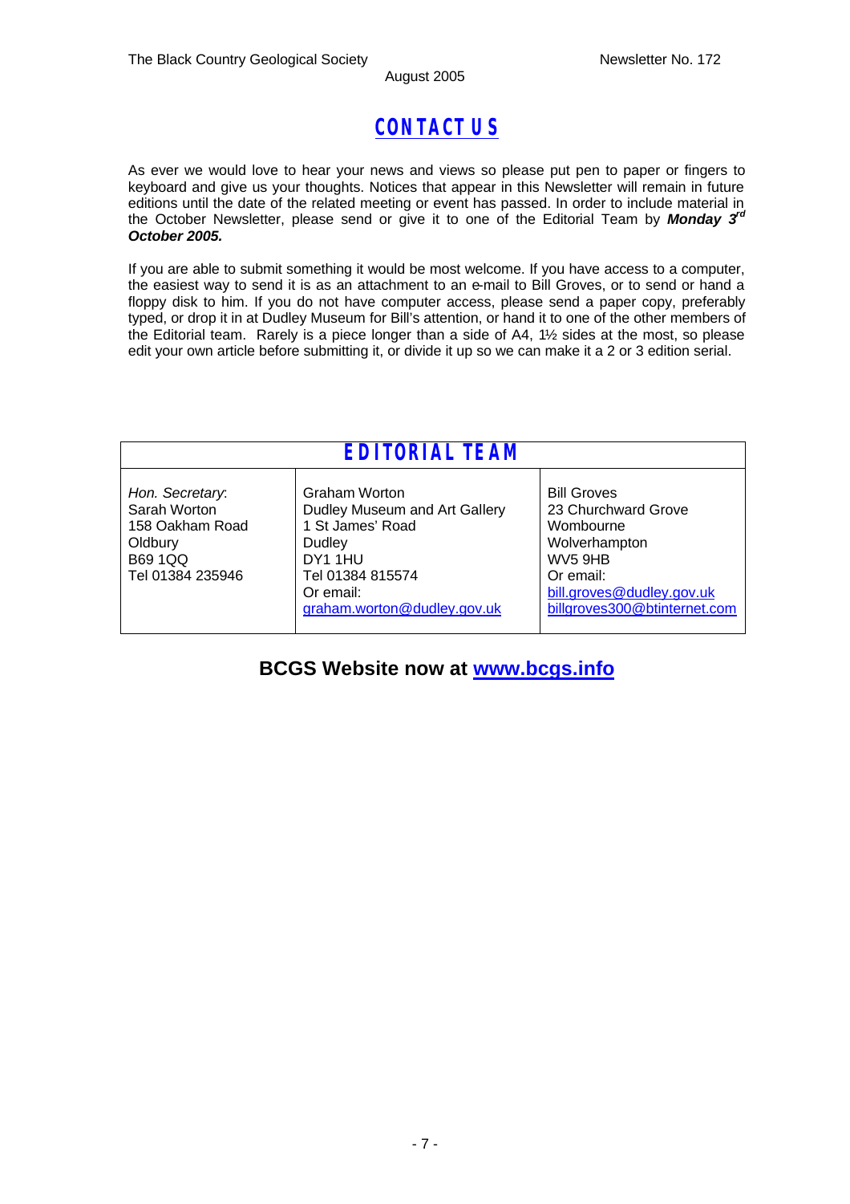# CONTACT US

As ever we would love to hear your news and views so please put pen to paper or fingers to keyboard and give us your thoughts. Notices that appear in this Newsletter will remain in future editions until the date of the related meeting or event has passed. In order to include material in the October Newsletter, please send or give it to one of the Editorial Team by ***Monday 3rd October 2005.***

If you are able to submit something it would be most welcome. If you have access to a computer, the easiest way to send it is as an attachment to an e-mail to Bill Groves, or to send or hand a floppy disk to him. If you do not have computer access, please send a paper copy, preferably typed, or drop it in at Dudley Museum for Bill's attention, or hand it to one of the other members of the Editorial team. Rarely is a piece longer than a side of A4, 1½ sides at the most, so please edit your own article before submitting it, or divide it up so we can make it a 2 or 3 edition serial.

## EDITORIAL TEAM

| | | |
|---|---|---|
| *Hon. Secretary*:<br>Sarah Worton<br>158 Oakham Road<br>Oldbury<br>B69 1QQ<br>Tel 01384 235946 | Graham Worton<br>Dudley Museum and Art Gallery<br>1 St James' Road<br>Dudley<br>DY1 1HU<br>Tel 01384 815574<br>Or email:<br>graham.worton@dudley.gov.uk | Bill Groves<br>23 Churchward Grove<br>Wombourne<br>Wolverhampton<br>WV5 9HB<br>Or email:<br>bill.groves@dudley.gov.uk<br>billgroves300@btinternet.com |

**BCGS Website now at www.bcgs.info**